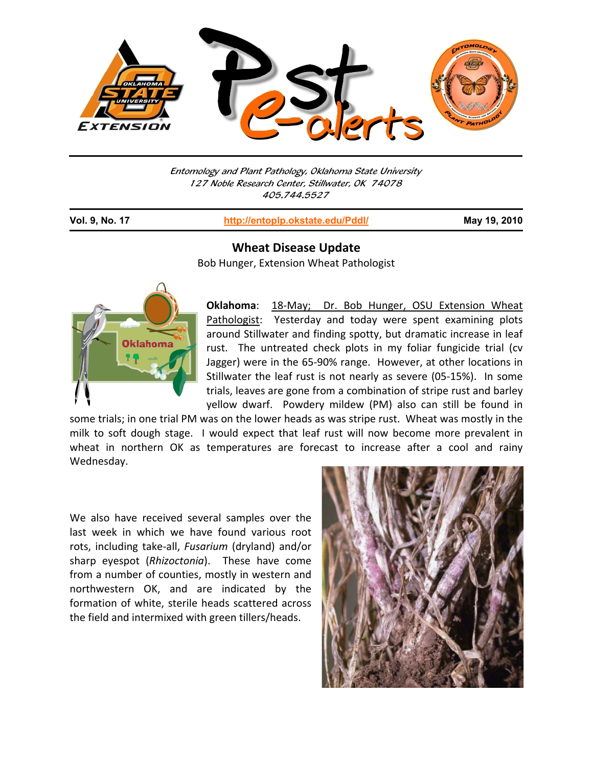Entomology and Plant Pathology, Oklahoma State University
127 Noble Research Center, Stillwater, OK 74078
405.744.5527

**Vol. 9, No. 17** | http://entoplp.okstate.edu/Pddl/ | **May 19, 2010**

## Wheat Disease Update

Bob Hunger, Extension Wheat Pathologist

**Oklahoma**: 18-May; Dr. Bob Hunger, OSU Extension Wheat Pathologist: Yesterday and today were spent examining plots around Stillwater and finding spotty, but dramatic increase in leaf rust. The untreated check plots in my foliar fungicide trial (cv Jagger) were in the 65-90% range. However, at other locations in Stillwater the leaf rust is not nearly as severe (05-15%). In some trials, leaves are gone from a combination of stripe rust and barley yellow dwarf. Powdery mildew (PM) also can still be found in some trials; in one trial PM was on the lower heads as was stripe rust. Wheat was mostly in the milk to soft dough stage. I would expect that leaf rust will now become more prevalent in wheat in northern OK as temperatures are forecast to increase after a cool and rainy Wednesday.

We also have received several samples over the last week in which we have found various root rots, including take-all, *Fusarium* (dryland) and/or sharp eyespot (*Rhizoctonia*). These have come from a number of counties, mostly in western and northwestern OK, and are indicated by the formation of white, sterile heads scattered across the field and intermixed with green tillers/heads.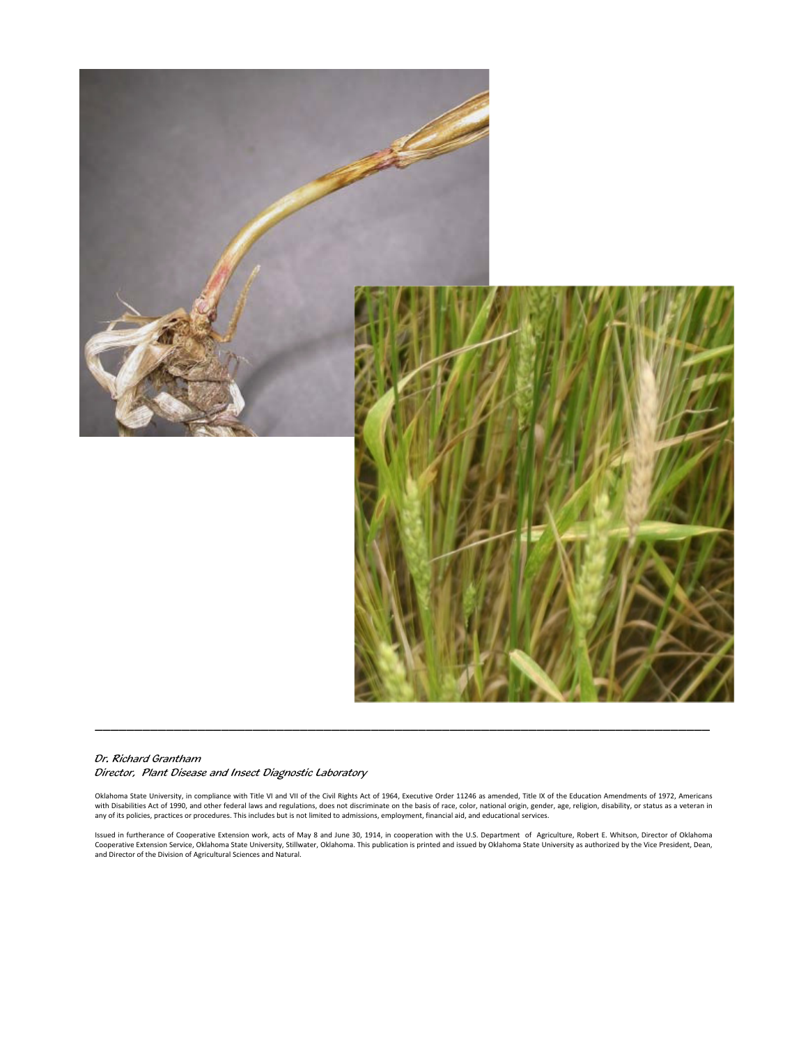*Dr. Richard Grantham*
*Director, Plant Disease and Insect Diagnostic Laboratory*

Oklahoma State University, in compliance with Title VI and VII of the Civil Rights Act of 1964, Executive Order 11246 as amended, Title IX of the Education Amendments of 1972, Americans with Disabilities Act of 1990, and other federal laws and regulations, does not discriminate on the basis of race, color, national origin, gender, age, religion, disability, or status as a veteran in any of its policies, practices or procedures. This includes but is not limited to admissions, employment, financial aid, and educational services.

Issued in furtherance of Cooperative Extension work, acts of May 8 and June 30, 1914, in cooperation with the U.S. Department of Agriculture, Robert E. Whitson, Director of Oklahoma Cooperative Extension Service, Oklahoma State University, Stillwater, Oklahoma. This publication is printed and issued by Oklahoma State University as authorized by the Vice President, Dean, and Director of the Division of Agricultural Sciences and Natural.